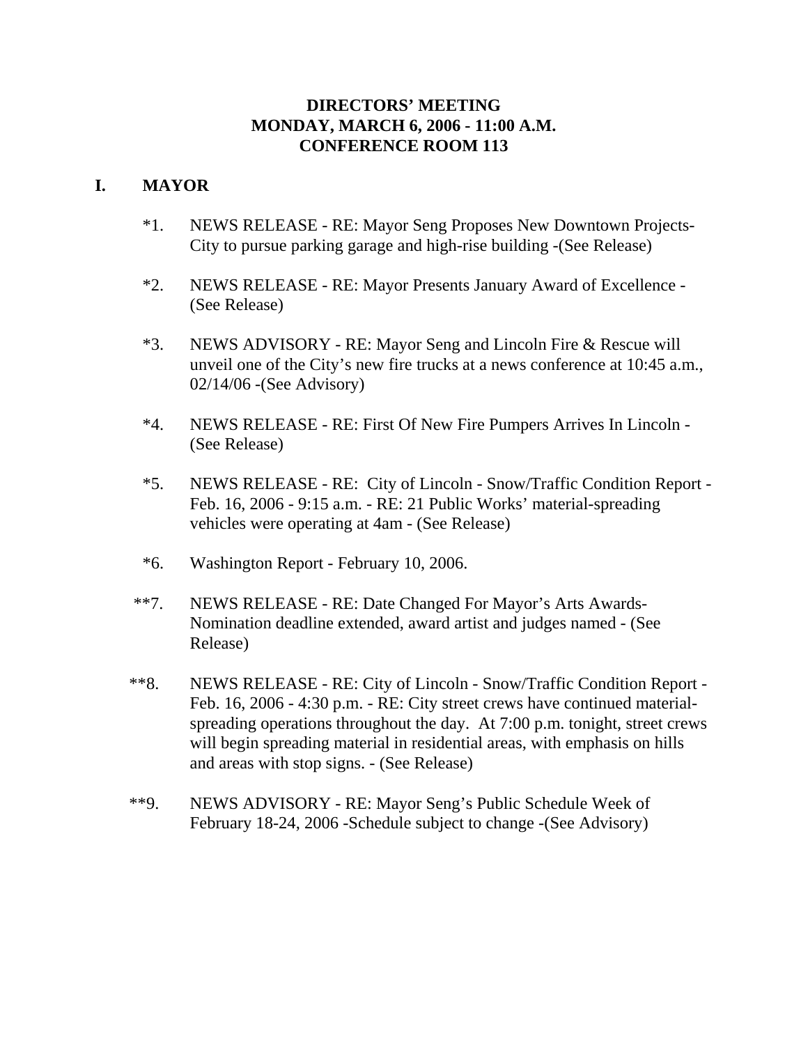**DIRECTORS' MEETING**
**MONDAY, MARCH 6, 2006 - 11:00 A.M.**
**CONFERENCE ROOM 113**

## I. MAYOR

*1. NEWS RELEASE - RE: Mayor Seng Proposes New Downtown Projects- City to pursue parking garage and high-rise building -(See Release)

*2. NEWS RELEASE - RE: Mayor Presents January Award of Excellence - (See Release)

*3. NEWS ADVISORY - RE: Mayor Seng and Lincoln Fire & Rescue will unveil one of the City's new fire trucks at a news conference at 10:45 a.m., 02/14/06 -(See Advisory)

*4. NEWS RELEASE - RE: First Of New Fire Pumpers Arrives In Lincoln - (See Release)

*5. NEWS RELEASE - RE: City of Lincoln - Snow/Traffic Condition Report - Feb. 16, 2006 - 9:15 a.m. - RE: 21 Public Works' material-spreading vehicles were operating at 4am - (See Release)

*6. Washington Report - February 10, 2006.

**7. NEWS RELEASE - RE: Date Changed For Mayor's Arts Awards- Nomination deadline extended, award artist and judges named - (See Release)

**8. NEWS RELEASE - RE: City of Lincoln - Snow/Traffic Condition Report - Feb. 16, 2006 - 4:30 p.m. - RE: City street crews have continued material-spreading operations throughout the day. At 7:00 p.m. tonight, street crews will begin spreading material in residential areas, with emphasis on hills and areas with stop signs. - (See Release)

**9. NEWS ADVISORY - RE: Mayor Seng's Public Schedule Week of February 18-24, 2006 -Schedule subject to change -(See Advisory)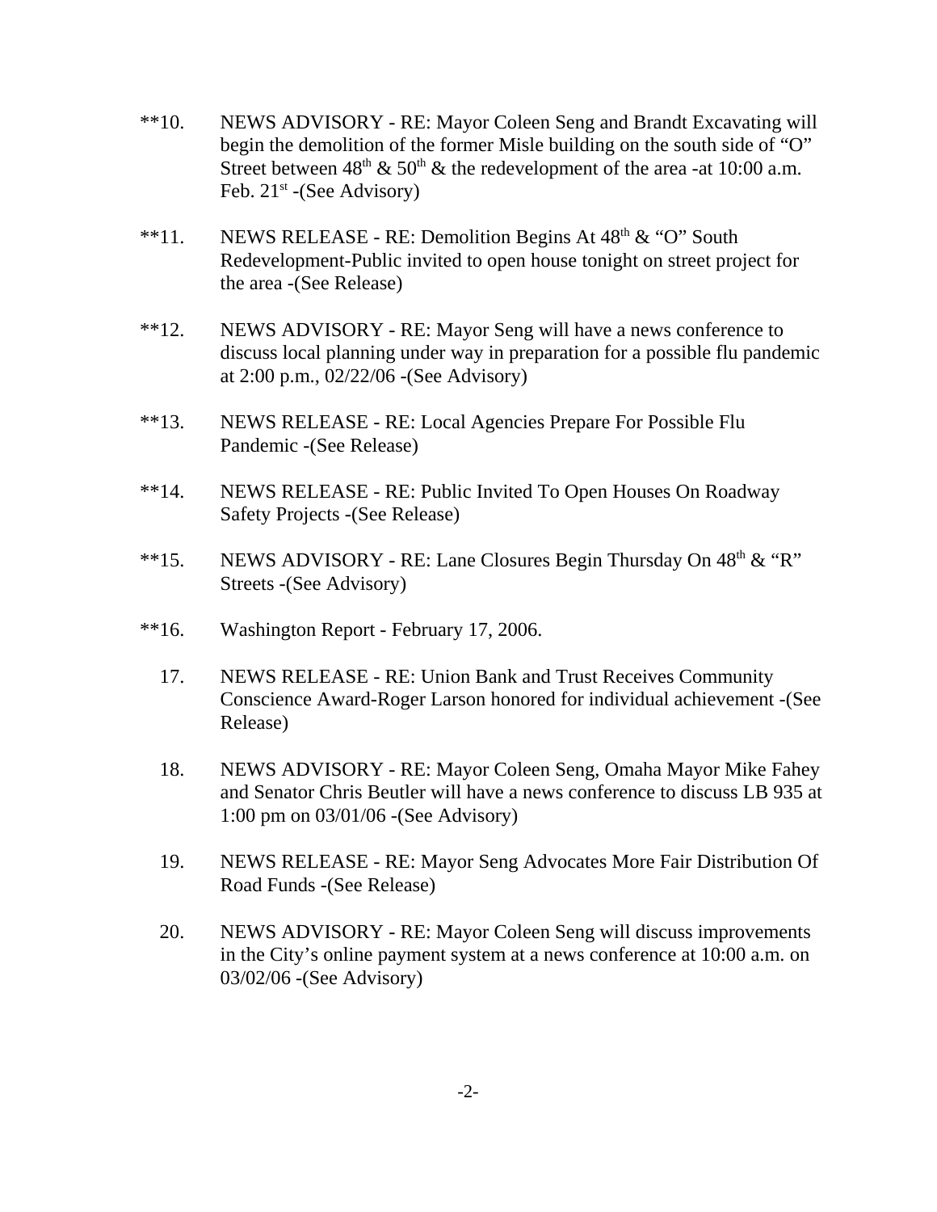**10. NEWS ADVISORY - RE: Mayor Coleen Seng and Brandt Excavating will begin the demolition of the former Misle building on the south side of “O” Street between 48th & 50th & the redevelopment of the area -at 10:00 a.m. Feb. 21st -(See Advisory)

**11. NEWS RELEASE - RE: Demolition Begins At 48th & “O” South Redevelopment-Public invited to open house tonight on street project for the area -(See Release)

**12. NEWS ADVISORY - RE: Mayor Seng will have a news conference to discuss local planning under way in preparation for a possible flu pandemic at 2:00 p.m., 02/22/06 -(See Advisory)

**13. NEWS RELEASE - RE: Local Agencies Prepare For Possible Flu Pandemic -(See Release)

**14. NEWS RELEASE - RE: Public Invited To Open Houses On Roadway Safety Projects -(See Release)

**15. NEWS ADVISORY - RE: Lane Closures Begin Thursday On 48th & “R” Streets -(See Advisory)

**16. Washington Report - February 17, 2006.

17. NEWS RELEASE - RE: Union Bank and Trust Receives Community Conscience Award-Roger Larson honored for individual achievement -(See Release)

18. NEWS ADVISORY - RE: Mayor Coleen Seng, Omaha Mayor Mike Fahey and Senator Chris Beutler will have a news conference to discuss LB 935 at 1:00 pm on 03/01/06 -(See Advisory)

19. NEWS RELEASE - RE: Mayor Seng Advocates More Fair Distribution Of Road Funds -(See Release)

20. NEWS ADVISORY - RE: Mayor Coleen Seng will discuss improvements in the City’s online payment system at a news conference at 10:00 a.m. on 03/02/06 -(See Advisory)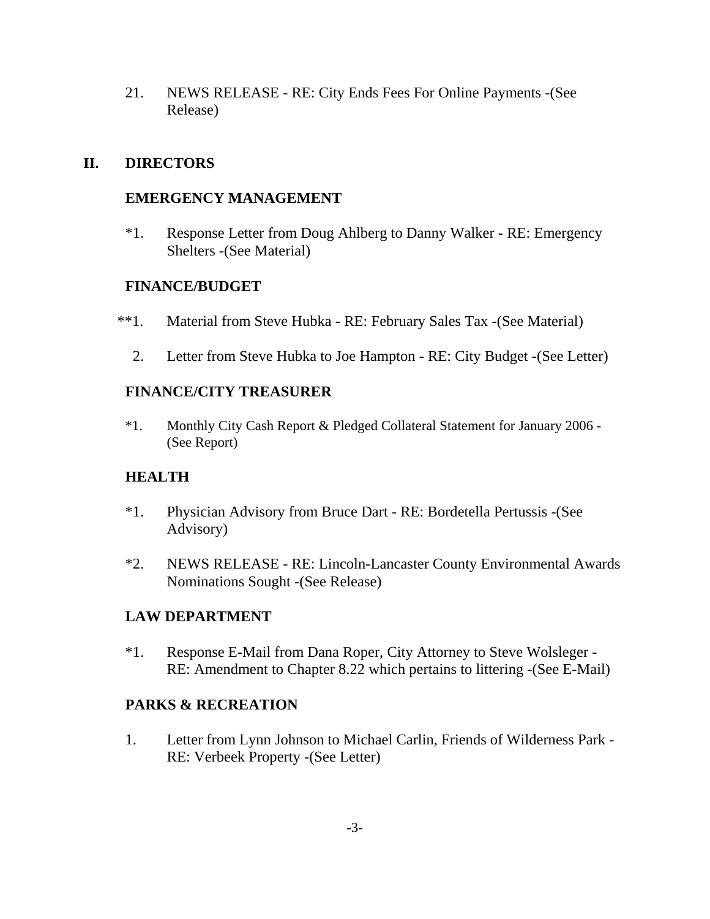21. NEWS RELEASE - RE: City Ends Fees For Online Payments -(See Release)

## II. DIRECTORS

### EMERGENCY MANAGEMENT

*1. Response Letter from Doug Ahlberg to Danny Walker - RE: Emergency Shelters -(See Material)

### FINANCE/BUDGET

**1. Material from Steve Hubka - RE: February Sales Tax -(See Material)

2. Letter from Steve Hubka to Joe Hampton - RE: City Budget -(See Letter)

### FINANCE/CITY TREASURER

*1. Monthly City Cash Report & Pledged Collateral Statement for January 2006 - (See Report)

### HEALTH

*1. Physician Advisory from Bruce Dart - RE: Bordetella Pertussis -(See Advisory)

*2. NEWS RELEASE - RE: Lincoln-Lancaster County Environmental Awards Nominations Sought -(See Release)

### LAW DEPARTMENT

*1. Response E-Mail from Dana Roper, City Attorney to Steve Wolsleger - RE: Amendment to Chapter 8.22 which pertains to littering -(See E-Mail)

### PARKS & RECREATION

1. Letter from Lynn Johnson to Michael Carlin, Friends of Wilderness Park - RE: Verbeek Property -(See Letter)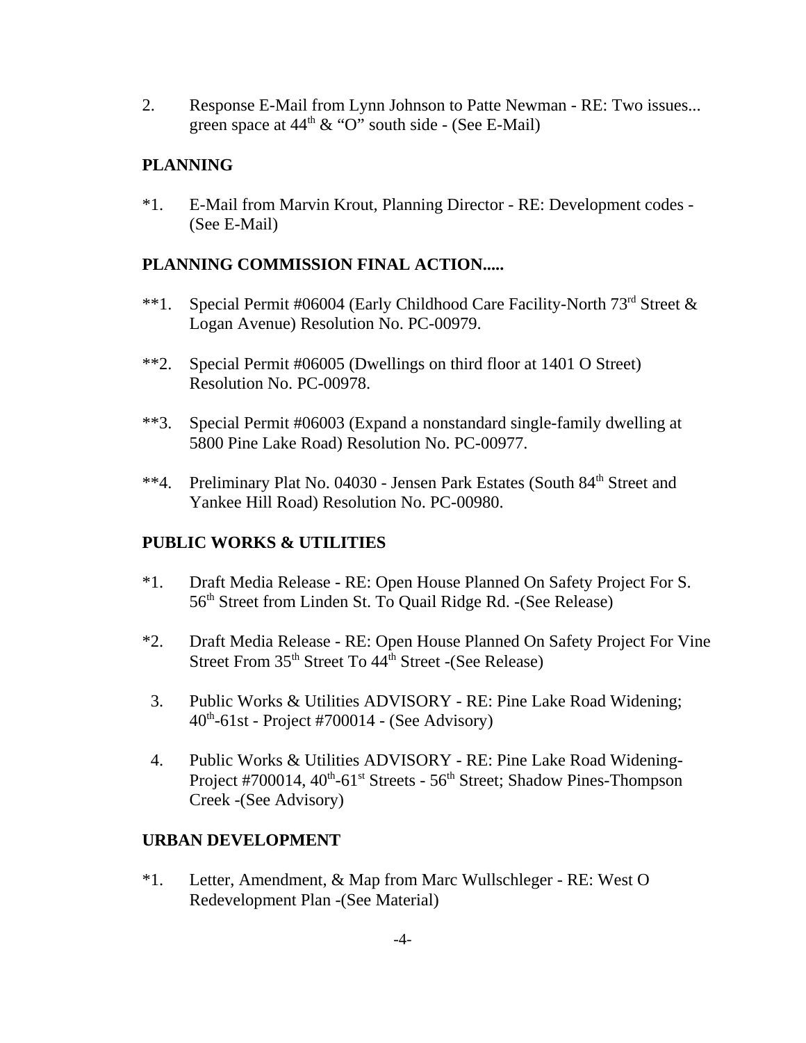2. Response E-Mail from Lynn Johnson to Patte Newman - RE: Two issues... green space at 44th & "O" south side - (See E-Mail)

## PLANNING

*1. E-Mail from Marvin Krout, Planning Director - RE: Development codes - (See E-Mail)

## PLANNING COMMISSION FINAL ACTION.....

**1. Special Permit #06004 (Early Childhood Care Facility-North 73rd Street & Logan Avenue) Resolution No. PC-00979.

**2. Special Permit #06005 (Dwellings on third floor at 1401 O Street) Resolution No. PC-00978.

**3. Special Permit #06003 (Expand a nonstandard single-family dwelling at 5800 Pine Lake Road) Resolution No. PC-00977.

**4. Preliminary Plat No. 04030 - Jensen Park Estates (South 84th Street and Yankee Hill Road) Resolution No. PC-00980.

## PUBLIC WORKS & UTILITIES

*1. Draft Media Release - RE: Open House Planned On Safety Project For S. 56th Street from Linden St. To Quail Ridge Rd. -(See Release)

*2. Draft Media Release - RE: Open House Planned On Safety Project For Vine Street From 35th Street To 44th Street -(See Release)

3. Public Works & Utilities ADVISORY - RE: Pine Lake Road Widening; 40th-61st - Project #700014 - (See Advisory)

4. Public Works & Utilities ADVISORY - RE: Pine Lake Road Widening-Project #700014, 40th-61st Streets - 56th Street; Shadow Pines-Thompson Creek -(See Advisory)

## URBAN DEVELOPMENT

*1. Letter, Amendment, & Map from Marc Wullschleger - RE: West O Redevelopment Plan -(See Material)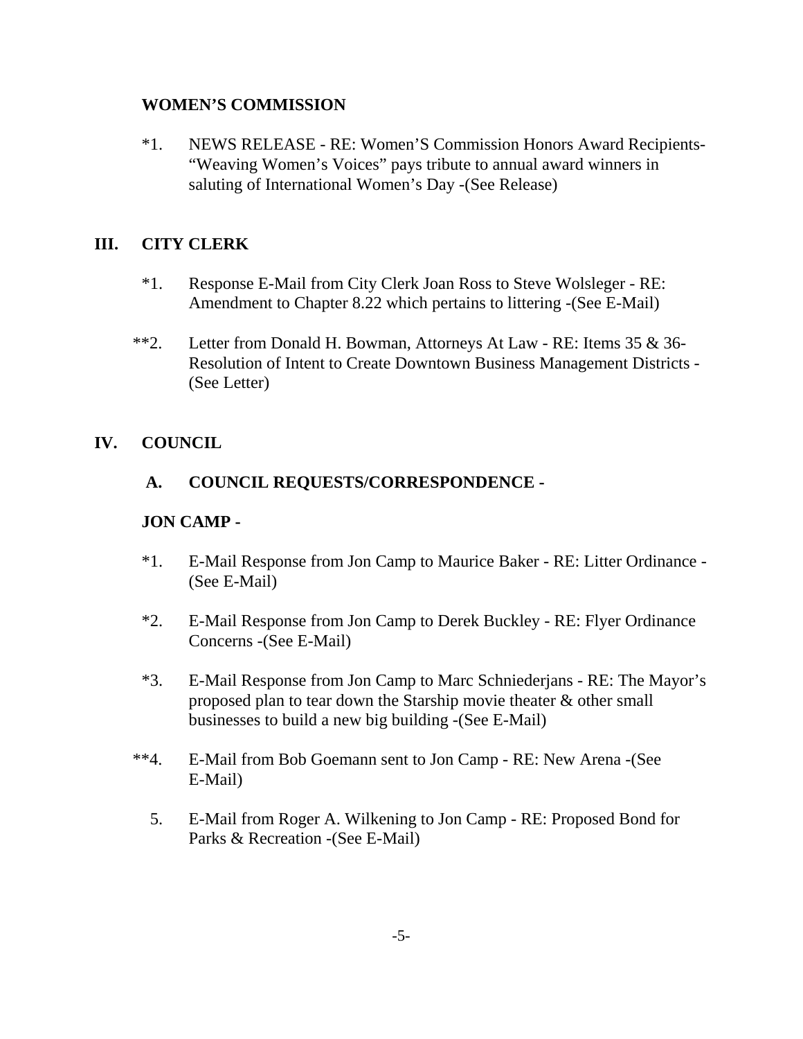**WOMEN'S COMMISSION**

*1. NEWS RELEASE - RE: Women'S Commission Honors Award Recipients- "Weaving Women's Voices" pays tribute to annual award winners in saluting of International Women's Day -(See Release)

## III. CITY CLERK

*1. Response E-Mail from City Clerk Joan Ross to Steve Wolsleger - RE: Amendment to Chapter 8.22 which pertains to littering -(See E-Mail)

**2. Letter from Donald H. Bowman, Attorneys At Law - RE: Items 35 & 36- Resolution of Intent to Create Downtown Business Management Districts - (See Letter)

## IV. COUNCIL

### A. COUNCIL REQUESTS/CORRESPONDENCE -

**JON CAMP -**

*1. E-Mail Response from Jon Camp to Maurice Baker - RE: Litter Ordinance - (See E-Mail)

*2. E-Mail Response from Jon Camp to Derek Buckley - RE: Flyer Ordinance Concerns -(See E-Mail)

*3. E-Mail Response from Jon Camp to Marc Schniederjans - RE: The Mayor's proposed plan to tear down the Starship movie theater & other small businesses to build a new big building -(See E-Mail)

**4. E-Mail from Bob Goemann sent to Jon Camp - RE: New Arena -(See E-Mail)

5. E-Mail from Roger A. Wilkening to Jon Camp - RE: Proposed Bond for Parks & Recreation -(See E-Mail)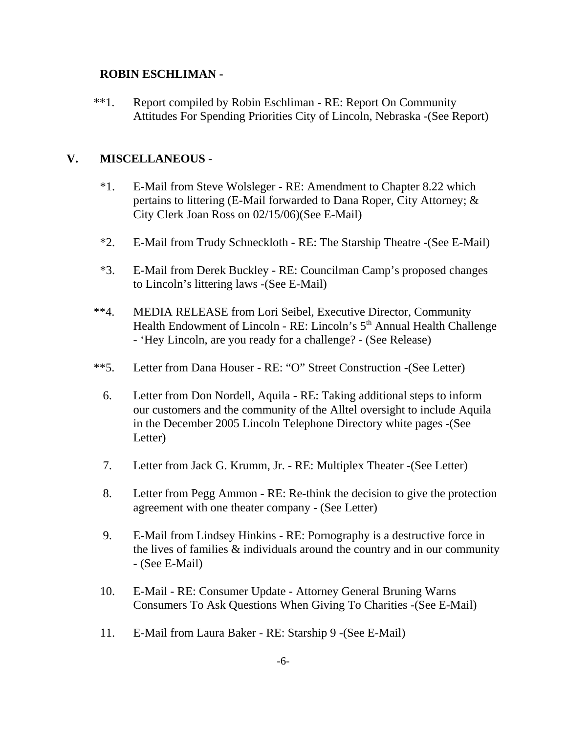**ROBIN ESCHLIMAN -**

**1. Report compiled by Robin Eschliman - RE: Report On Community Attitudes For Spending Priorities City of Lincoln, Nebraska -(See Report)

## V. MISCELLANEOUS -

*1. E-Mail from Steve Wolsleger - RE: Amendment to Chapter 8.22 which pertains to littering (E-Mail forwarded to Dana Roper, City Attorney; & City Clerk Joan Ross on 02/15/06)(See E-Mail)

*2. E-Mail from Trudy Schneckloth - RE: The Starship Theatre -(See E-Mail)

*3. E-Mail from Derek Buckley - RE: Councilman Camp's proposed changes to Lincoln's littering laws -(See E-Mail)

**4. MEDIA RELEASE from Lori Seibel, Executive Director, Community Health Endowment of Lincoln - RE: Lincoln's 5th Annual Health Challenge - 'Hey Lincoln, are you ready for a challenge? - (See Release)

**5. Letter from Dana Houser - RE: "O" Street Construction -(See Letter)

6. Letter from Don Nordell, Aquila - RE: Taking additional steps to inform our customers and the community of the Alltel oversight to include Aquila in the December 2005 Lincoln Telephone Directory white pages -(See Letter)

7. Letter from Jack G. Krumm, Jr. - RE: Multiplex Theater -(See Letter)

8. Letter from Pegg Ammon - RE: Re-think the decision to give the protection agreement with one theater company - (See Letter)

9. E-Mail from Lindsey Hinkins - RE: Pornography is a destructive force in the lives of families & individuals around the country and in our community - (See E-Mail)

10. E-Mail - RE: Consumer Update - Attorney General Bruning Warns Consumers To Ask Questions When Giving To Charities -(See E-Mail)

11. E-Mail from Laura Baker - RE: Starship 9 -(See E-Mail)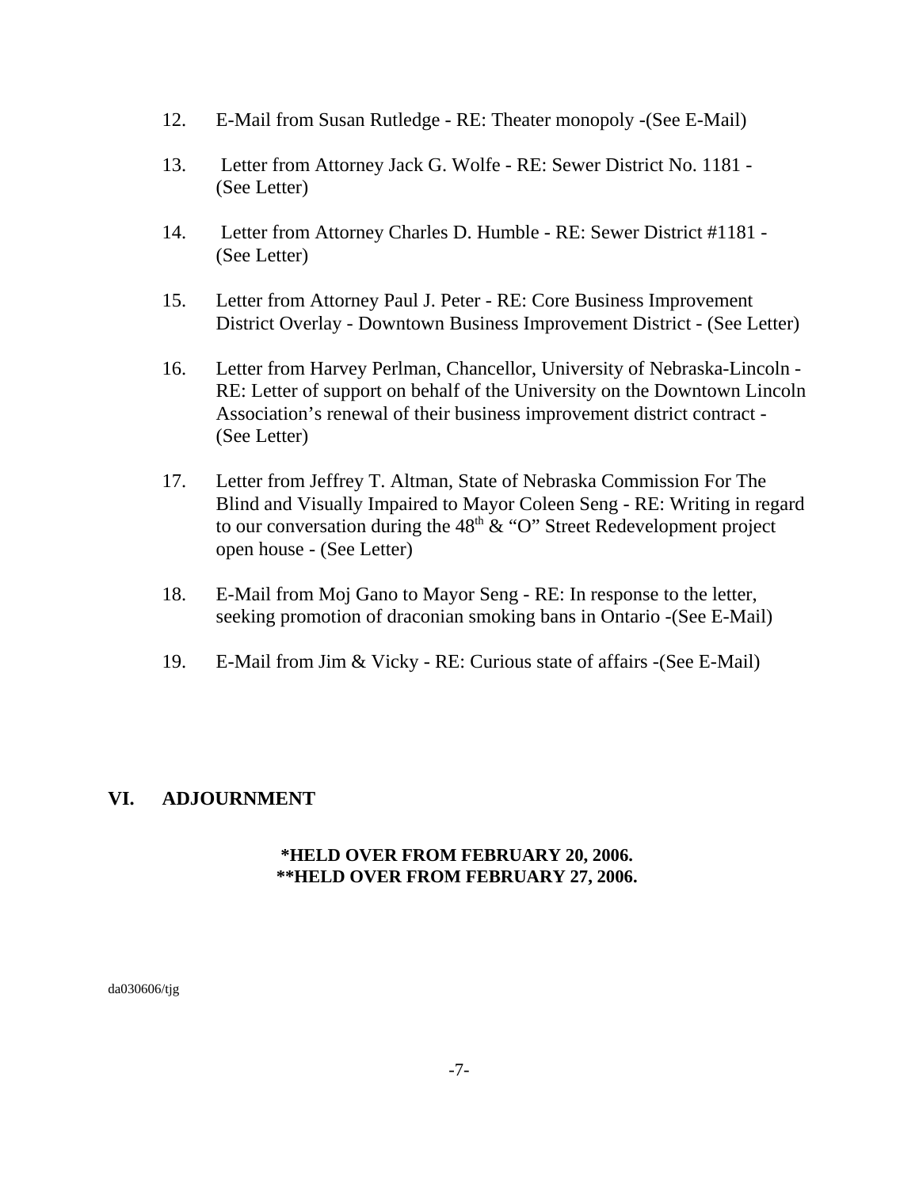12. E-Mail from Susan Rutledge - RE: Theater monopoly -(See E-Mail)

13. Letter from Attorney Jack G. Wolfe - RE: Sewer District No. 1181 - (See Letter)

14. Letter from Attorney Charles D. Humble - RE: Sewer District #1181 - (See Letter)

15. Letter from Attorney Paul J. Peter - RE: Core Business Improvement District Overlay - Downtown Business Improvement District - (See Letter)

16. Letter from Harvey Perlman, Chancellor, University of Nebraska-Lincoln - RE: Letter of support on behalf of the University on the Downtown Lincoln Association's renewal of their business improvement district contract - (See Letter)

17. Letter from Jeffrey T. Altman, State of Nebraska Commission For The Blind and Visually Impaired to Mayor Coleen Seng - RE: Writing in regard to our conversation during the 48th & "O" Street Redevelopment project open house - (See Letter)

18. E-Mail from Moj Gano to Mayor Seng - RE: In response to the letter, seeking promotion of draconian smoking bans in Ontario -(See E-Mail)

19. E-Mail from Jim & Vicky - RE: Curious state of affairs -(See E-Mail)

## VI. ADJOURNMENT

**\*HELD OVER FROM FEBRUARY 20, 2006.**
**\*\*HELD OVER FROM FEBRUARY 27, 2006.**

da030606/tjg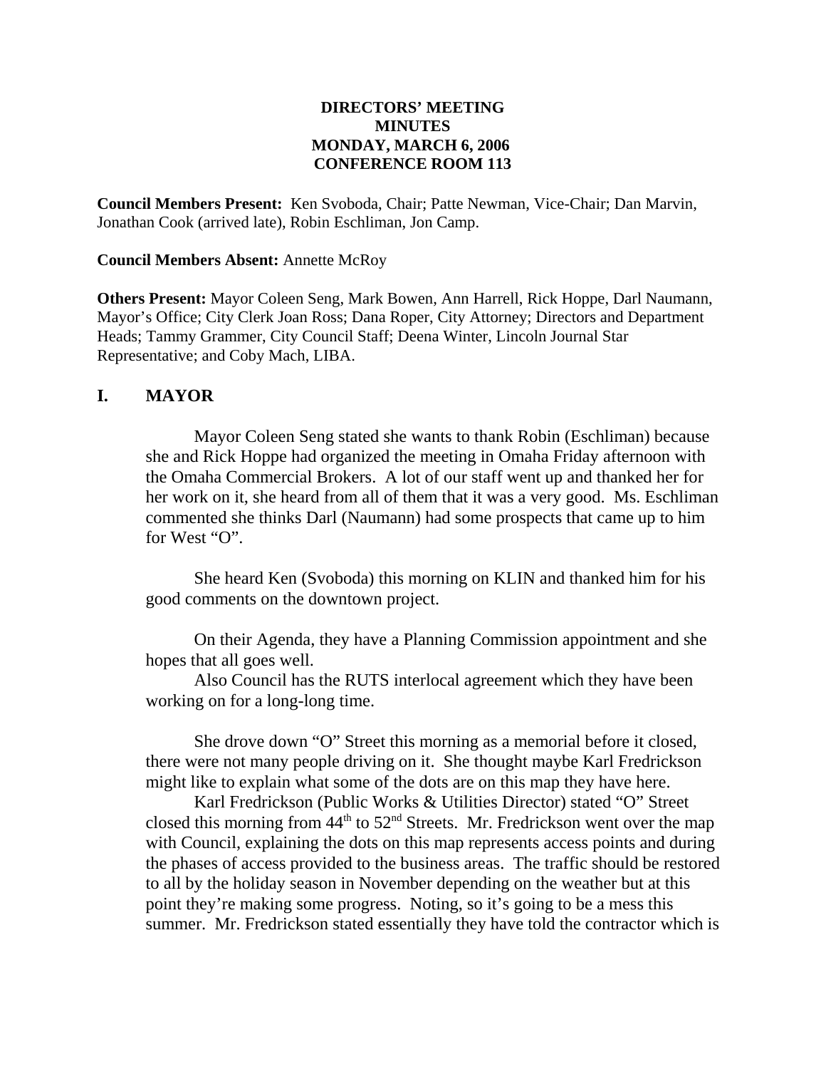**DIRECTORS' MEETING**
**MINUTES**
**MONDAY, MARCH 6, 2006**
**CONFERENCE ROOM 113**

**Council Members Present:** Ken Svoboda, Chair; Patte Newman, Vice-Chair; Dan Marvin, Jonathan Cook (arrived late), Robin Eschliman, Jon Camp.

**Council Members Absent:** Annette McRoy

**Others Present:** Mayor Coleen Seng, Mark Bowen, Ann Harrell, Rick Hoppe, Darl Naumann, Mayor's Office; City Clerk Joan Ross; Dana Roper, City Attorney; Directors and Department Heads; Tammy Grammer, City Council Staff; Deena Winter, Lincoln Journal Star Representative; and Coby Mach, LIBA.

## I. MAYOR

Mayor Coleen Seng stated she wants to thank Robin (Eschliman) because she and Rick Hoppe had organized the meeting in Omaha Friday afternoon with the Omaha Commercial Brokers. A lot of our staff went up and thanked her for her work on it, she heard from all of them that it was a very good. Ms. Eschliman commented she thinks Darl (Naumann) had some prospects that came up to him for West "O".

She heard Ken (Svoboda) this morning on KLIN and thanked him for his good comments on the downtown project.

On their Agenda, they have a Planning Commission appointment and she hopes that all goes well.

Also Council has the RUTS interlocal agreement which they have been working on for a long-long time.

She drove down "O" Street this morning as a memorial before it closed, there were not many people driving on it. She thought maybe Karl Fredrickson might like to explain what some of the dots are on this map they have here.

Karl Fredrickson (Public Works & Utilities Director) stated "O" Street closed this morning from 44th to 52nd Streets. Mr. Fredrickson went over the map with Council, explaining the dots on this map represents access points and during the phases of access provided to the business areas. The traffic should be restored to all by the holiday season in November depending on the weather but at this point they're making some progress. Noting, so it's going to be a mess this summer. Mr. Fredrickson stated essentially they have told the contractor which is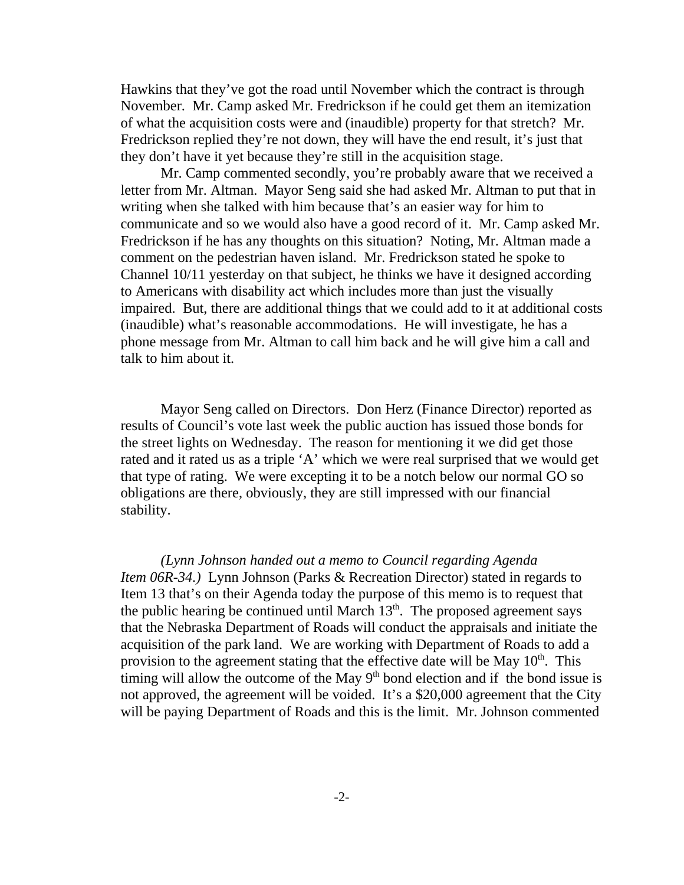Hawkins that they've got the road until November which the contract is through November. Mr. Camp asked Mr. Fredrickson if he could get them an itemization of what the acquisition costs were and (inaudible) property for that stretch? Mr. Fredrickson replied they're not down, they will have the end result, it's just that they don't have it yet because they're still in the acquisition stage.

Mr. Camp commented secondly, you're probably aware that we received a letter from Mr. Altman. Mayor Seng said she had asked Mr. Altman to put that in writing when she talked with him because that's an easier way for him to communicate and so we would also have a good record of it. Mr. Camp asked Mr. Fredrickson if he has any thoughts on this situation? Noting, Mr. Altman made a comment on the pedestrian haven island. Mr. Fredrickson stated he spoke to Channel 10/11 yesterday on that subject, he thinks we have it designed according to Americans with disability act which includes more than just the visually impaired. But, there are additional things that we could add to it at additional costs (inaudible) what's reasonable accommodations. He will investigate, he has a phone message from Mr. Altman to call him back and he will give him a call and talk to him about it.

Mayor Seng called on Directors. Don Herz (Finance Director) reported as results of Council's vote last week the public auction has issued those bonds for the street lights on Wednesday. The reason for mentioning it we did get those rated and it rated us as a triple 'A' which we were real surprised that we would get that type of rating. We were excepting it to be a notch below our normal GO so obligations are there, obviously, they are still impressed with our financial stability.

*(Lynn Johnson handed out a memo to Council regarding Agenda Item 06R-34.)* Lynn Johnson (Parks & Recreation Director) stated in regards to Item 13 that's on their Agenda today the purpose of this memo is to request that the public hearing be continued until March 13th. The proposed agreement says that the Nebraska Department of Roads will conduct the appraisals and initiate the acquisition of the park land. We are working with Department of Roads to add a provision to the agreement stating that the effective date will be May 10th. This timing will allow the outcome of the May 9th bond election and if the bond issue is not approved, the agreement will be voided. It's a $20,000 agreement that the City will be paying Department of Roads and this is the limit. Mr. Johnson commented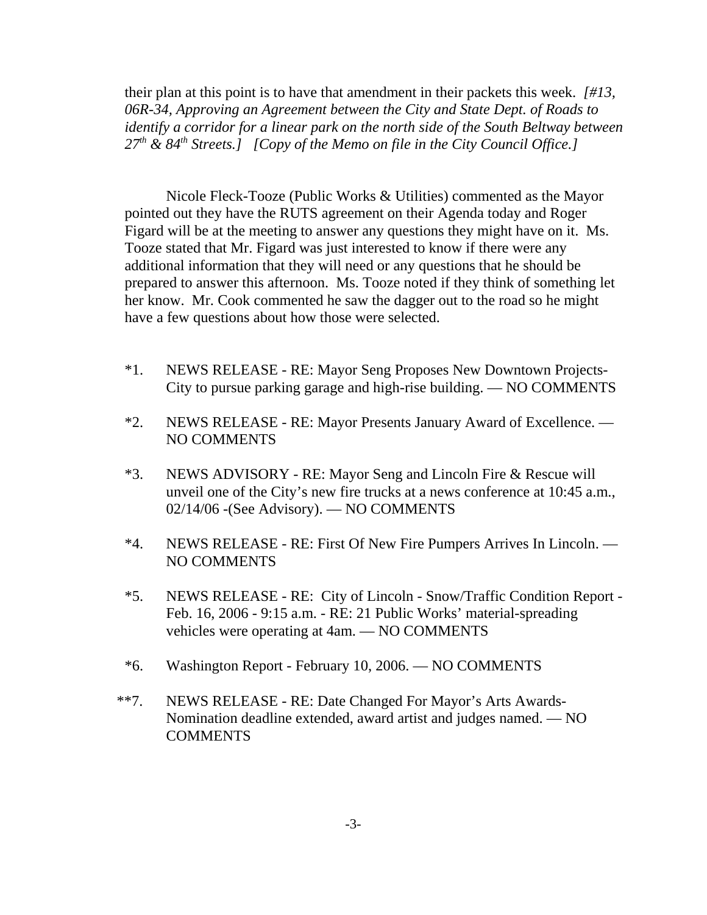their plan at this point is to have that amendment in their packets this week. *[#13, 06R-34, Approving an Agreement between the City and State Dept. of Roads to identify a corridor for a linear park on the north side of the South Beltway between 27th & 84th Streets.] [Copy of the Memo on file in the City Council Office.]*

Nicole Fleck-Tooze (Public Works & Utilities) commented as the Mayor pointed out they have the RUTS agreement on their Agenda today and Roger Figard will be at the meeting to answer any questions they might have on it. Ms. Tooze stated that Mr. Figard was just interested to know if there were any additional information that they will need or any questions that he should be prepared to answer this afternoon. Ms. Tooze noted if they think of something let her know. Mr. Cook commented he saw the dagger out to the road so he might have a few questions about how those were selected.

*1. NEWS RELEASE - RE: Mayor Seng Proposes New Downtown Projects-City to pursue parking garage and high-rise building. — NO COMMENTS

*2. NEWS RELEASE - RE: Mayor Presents January Award of Excellence. — NO COMMENTS

*3. NEWS ADVISORY - RE: Mayor Seng and Lincoln Fire & Rescue will unveil one of the City's new fire trucks at a news conference at 10:45 a.m., 02/14/06 -(See Advisory). — NO COMMENTS

*4. NEWS RELEASE - RE: First Of New Fire Pumpers Arrives In Lincoln. — NO COMMENTS

*5. NEWS RELEASE - RE: City of Lincoln - Snow/Traffic Condition Report - Feb. 16, 2006 - 9:15 a.m. - RE: 21 Public Works' material-spreading vehicles were operating at 4am. — NO COMMENTS

*6. Washington Report - February 10, 2006. — NO COMMENTS

**7. NEWS RELEASE - RE: Date Changed For Mayor's Arts Awards-Nomination deadline extended, award artist and judges named. — NO COMMENTS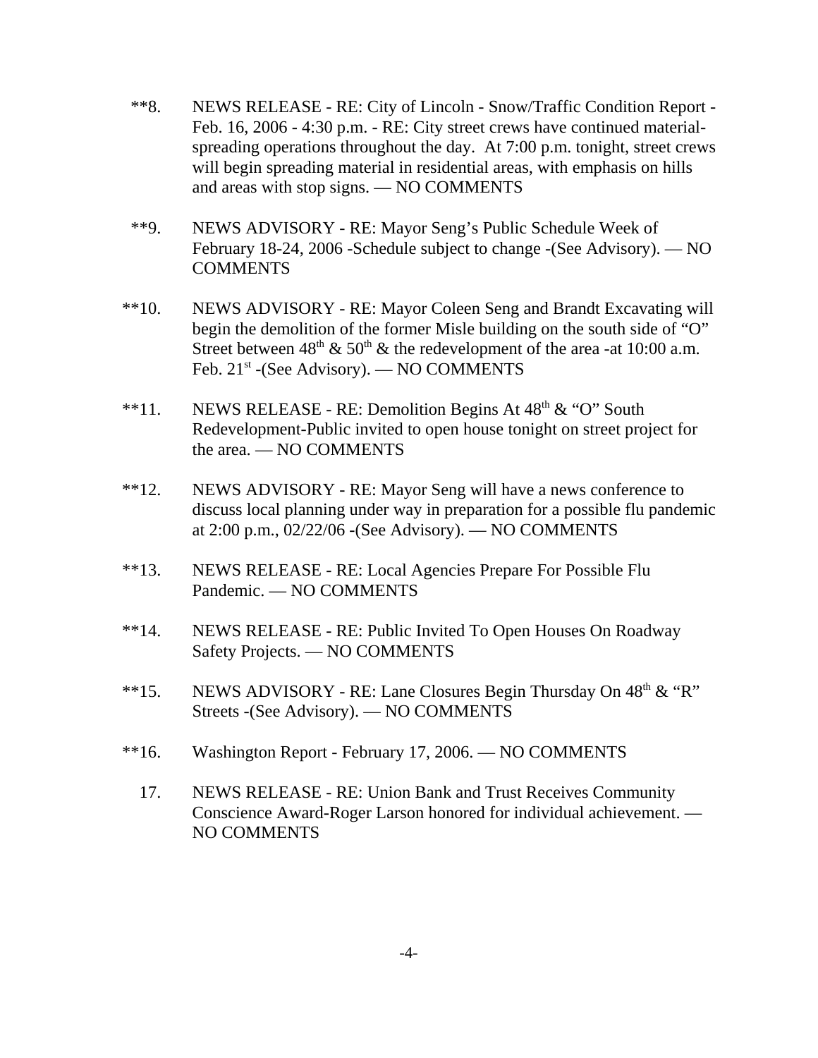**8. NEWS RELEASE - RE: City of Lincoln - Snow/Traffic Condition Report - Feb. 16, 2006 - 4:30 p.m. - RE: City street crews have continued material-spreading operations throughout the day. At 7:00 p.m. tonight, street crews will begin spreading material in residential areas, with emphasis on hills and areas with stop signs. — NO COMMENTS

**9. NEWS ADVISORY - RE: Mayor Seng's Public Schedule Week of February 18-24, 2006 -Schedule subject to change -(See Advisory). — NO COMMENTS

**10. NEWS ADVISORY - RE: Mayor Coleen Seng and Brandt Excavating will begin the demolition of the former Misle building on the south side of "O" Street between 48th & 50th & the redevelopment of the area -at 10:00 a.m. Feb. 21st -(See Advisory). — NO COMMENTS

**11. NEWS RELEASE - RE: Demolition Begins At 48th & "O" South Redevelopment-Public invited to open house tonight on street project for the area. — NO COMMENTS

**12. NEWS ADVISORY - RE: Mayor Seng will have a news conference to discuss local planning under way in preparation for a possible flu pandemic at 2:00 p.m., 02/22/06 -(See Advisory). — NO COMMENTS

**13. NEWS RELEASE - RE: Local Agencies Prepare For Possible Flu Pandemic. — NO COMMENTS

**14. NEWS RELEASE - RE: Public Invited To Open Houses On Roadway Safety Projects. — NO COMMENTS

**15. NEWS ADVISORY - RE: Lane Closures Begin Thursday On 48th & "R" Streets -(See Advisory). — NO COMMENTS

**16. Washington Report - February 17, 2006. — NO COMMENTS

17. NEWS RELEASE - RE: Union Bank and Trust Receives Community Conscience Award-Roger Larson honored for individual achievement. — NO COMMENTS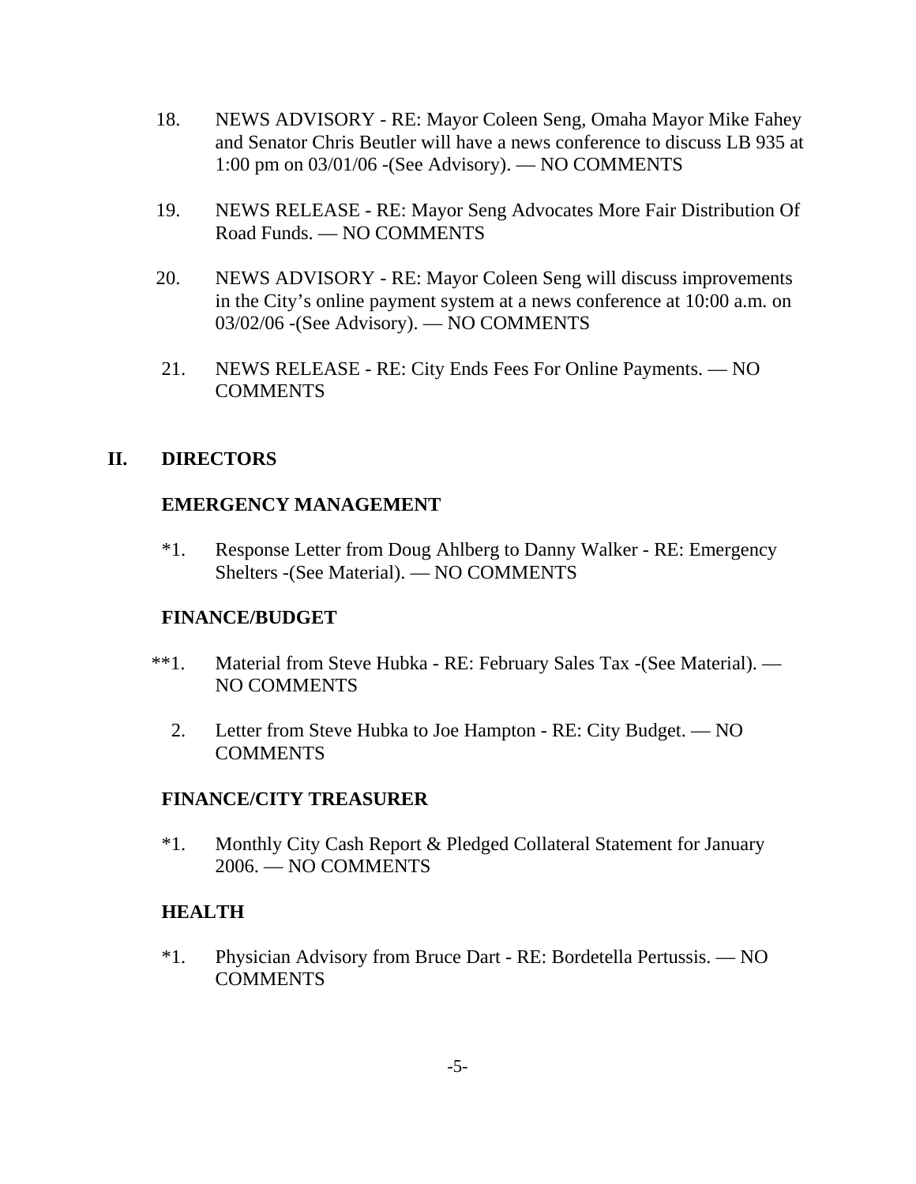18. NEWS ADVISORY - RE: Mayor Coleen Seng, Omaha Mayor Mike Fahey and Senator Chris Beutler will have a news conference to discuss LB 935 at 1:00 pm on 03/01/06 -(See Advisory). — NO COMMENTS

19. NEWS RELEASE - RE: Mayor Seng Advocates More Fair Distribution Of Road Funds. — NO COMMENTS

20. NEWS ADVISORY - RE: Mayor Coleen Seng will discuss improvements in the City's online payment system at a news conference at 10:00 a.m. on 03/02/06 -(See Advisory). — NO COMMENTS

21. NEWS RELEASE - RE: City Ends Fees For Online Payments. — NO COMMENTS

## II. DIRECTORS

### EMERGENCY MANAGEMENT

*1. Response Letter from Doug Ahlberg to Danny Walker - RE: Emergency Shelters -(See Material). — NO COMMENTS

### FINANCE/BUDGET

**1. Material from Steve Hubka - RE: February Sales Tax -(See Material). — NO COMMENTS

2. Letter from Steve Hubka to Joe Hampton - RE: City Budget. — NO COMMENTS

### FINANCE/CITY TREASURER

*1. Monthly City Cash Report & Pledged Collateral Statement for January 2006. — NO COMMENTS

### HEALTH

*1. Physician Advisory from Bruce Dart - RE: Bordetella Pertussis. — NO COMMENTS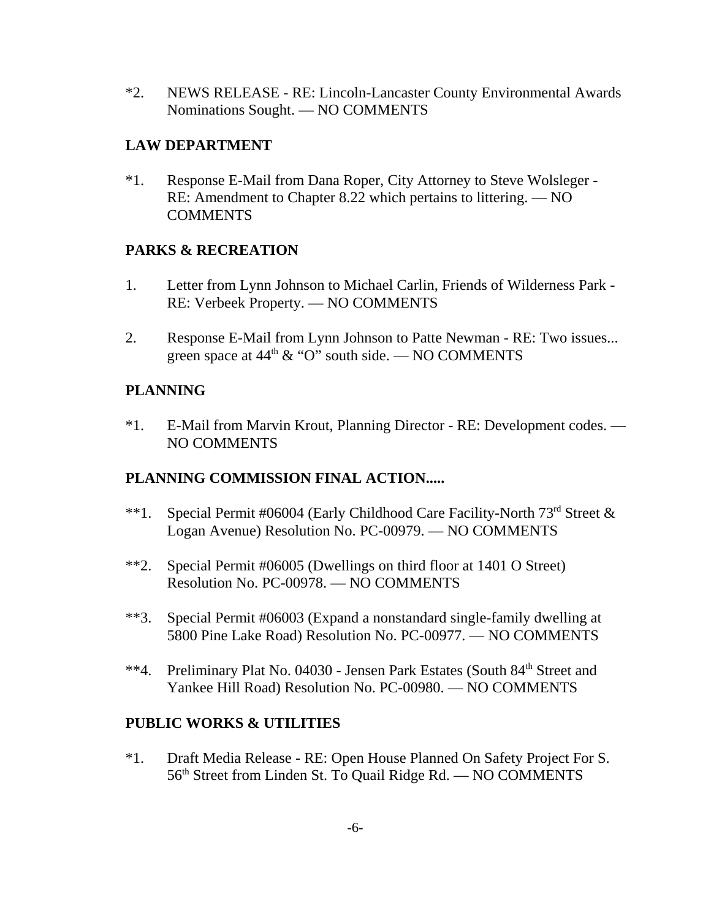*2. NEWS RELEASE - RE: Lincoln-Lancaster County Environmental Awards Nominations Sought. — NO COMMENTS

## LAW DEPARTMENT

*1. Response E-Mail from Dana Roper, City Attorney to Steve Wolsleger - RE: Amendment to Chapter 8.22 which pertains to littering. — NO COMMENTS

## PARKS & RECREATION

1. Letter from Lynn Johnson to Michael Carlin, Friends of Wilderness Park - RE: Verbeek Property. — NO COMMENTS

2. Response E-Mail from Lynn Johnson to Patte Newman - RE: Two issues... green space at 44th & "O" south side. — NO COMMENTS

## PLANNING

*1. E-Mail from Marvin Krout, Planning Director - RE: Development codes. — NO COMMENTS

## PLANNING COMMISSION FINAL ACTION.....

**1. Special Permit #06004 (Early Childhood Care Facility-North 73rd Street & Logan Avenue) Resolution No. PC-00979. — NO COMMENTS

**2. Special Permit #06005 (Dwellings on third floor at 1401 O Street) Resolution No. PC-00978. — NO COMMENTS

**3. Special Permit #06003 (Expand a nonstandard single-family dwelling at 5800 Pine Lake Road) Resolution No. PC-00977. — NO COMMENTS

**4. Preliminary Plat No. 04030 - Jensen Park Estates (South 84th Street and Yankee Hill Road) Resolution No. PC-00980. — NO COMMENTS

## PUBLIC WORKS & UTILITIES

*1. Draft Media Release - RE: Open House Planned On Safety Project For S. 56th Street from Linden St. To Quail Ridge Rd. — NO COMMENTS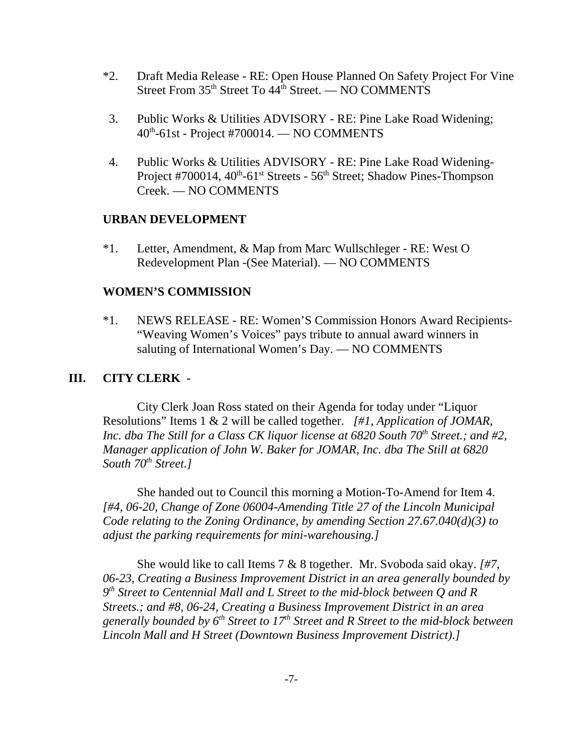*2. Draft Media Release - RE: Open House Planned On Safety Project For Vine Street From 35th Street To 44th Street. — NO COMMENTS

3. Public Works & Utilities ADVISORY - RE: Pine Lake Road Widening; 40th-61st - Project #700014. — NO COMMENTS

4. Public Works & Utilities ADVISORY - RE: Pine Lake Road Widening-Project #700014, 40th-61st Streets - 56th Street; Shadow Pines-Thompson Creek. — NO COMMENTS

**URBAN DEVELOPMENT**

*1. Letter, Amendment, & Map from Marc Wullschleger - RE: West O Redevelopment Plan -(See Material). — NO COMMENTS

**WOMEN'S COMMISSION**

*1. NEWS RELEASE - RE: Women'S Commission Honors Award Recipients-"Weaving Women's Voices" pays tribute to annual award winners in saluting of International Women's Day. — NO COMMENTS

## III. CITY CLERK -

City Clerk Joan Ross stated on their Agenda for today under "Liquor Resolutions" Items 1 & 2 will be called together. *[#1, Application of JOMAR, Inc. dba The Still for a Class CK liquor license at 6820 South 70th Street.; and #2, Manager application of John W. Baker for JOMAR, Inc. dba The Still at 6820 South 70th Street.]*

She handed out to Council this morning a Motion-To-Amend for Item 4. *[#4, 06-20, Change of Zone 06004-Amending Title 27 of the Lincoln Municipal Code relating to the Zoning Ordinance, by amending Section 27.67.040(d)(3) to adjust the parking requirements for mini-warehousing.]*

She would like to call Items 7 & 8 together. Mr. Svoboda said okay. *[#7, 06-23, Creating a Business Improvement District in an area generally bounded by 9th Street to Centennial Mall and L Street to the mid-block between Q and R Streets.; and #8, 06-24, Creating a Business Improvement District in an area generally bounded by 6th Street to 17th Street and R Street to the mid-block between Lincoln Mall and H Street (Downtown Business Improvement District).]*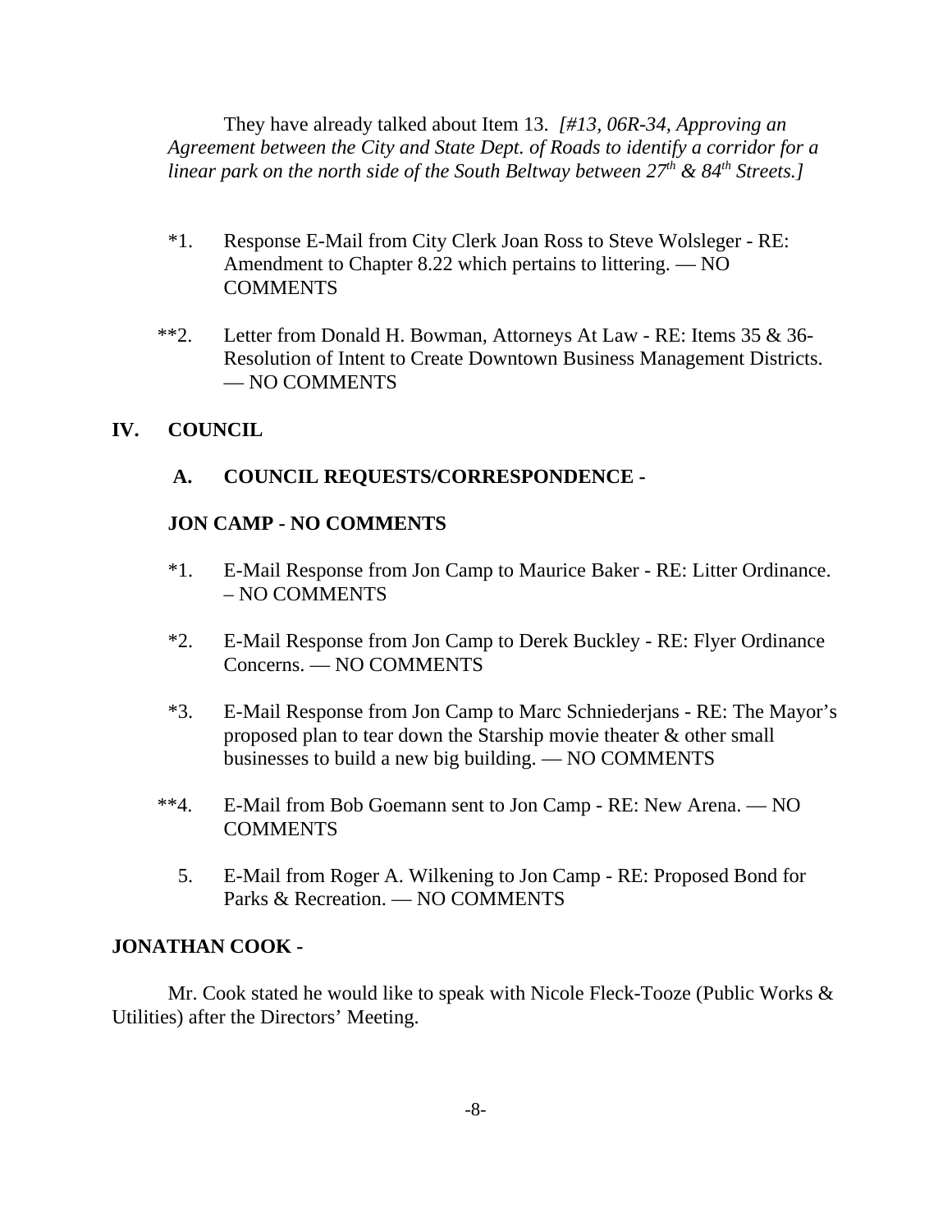They have already talked about Item 13. *[#13, 06R-34, Approving an Agreement between the City and State Dept. of Roads to identify a corridor for a linear park on the north side of the South Beltway between 27th & 84th Streets.]*

*1. Response E-Mail from City Clerk Joan Ross to Steve Wolsleger - RE: Amendment to Chapter 8.22 which pertains to littering. — NO COMMENTS

**2. Letter from Donald H. Bowman, Attorneys At Law - RE: Items 35 & 36- Resolution of Intent to Create Downtown Business Management Districts. — NO COMMENTS

## IV. COUNCIL

### A. COUNCIL REQUESTS/CORRESPONDENCE -

**JON CAMP - NO COMMENTS**

*1. E-Mail Response from Jon Camp to Maurice Baker - RE: Litter Ordinance. – NO COMMENTS

*2. E-Mail Response from Jon Camp to Derek Buckley - RE: Flyer Ordinance Concerns. — NO COMMENTS

*3. E-Mail Response from Jon Camp to Marc Schniederjans - RE: The Mayor's proposed plan to tear down the Starship movie theater & other small businesses to build a new big building. — NO COMMENTS

**4. E-Mail from Bob Goemann sent to Jon Camp - RE: New Arena. — NO COMMENTS

5. E-Mail from Roger A. Wilkening to Jon Camp - RE: Proposed Bond for Parks & Recreation. — NO COMMENTS

**JONATHAN COOK -**

Mr. Cook stated he would like to speak with Nicole Fleck-Tooze (Public Works & Utilities) after the Directors' Meeting.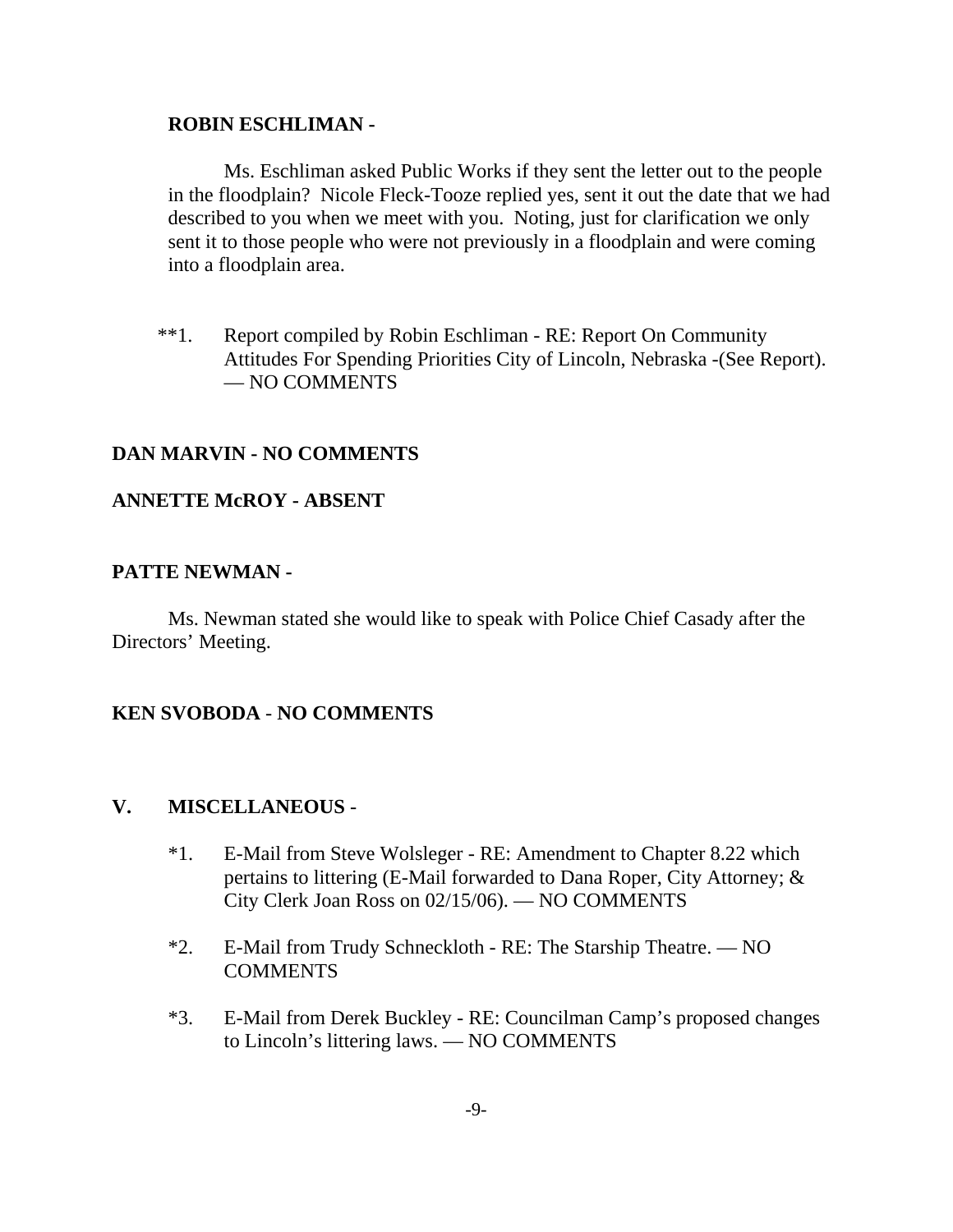**ROBIN ESCHLIMAN -**

Ms. Eschliman asked Public Works if they sent the letter out to the people in the floodplain? Nicole Fleck-Tooze replied yes, sent it out the date that we had described to you when we meet with you. Noting, just for clarification we only sent it to those people who were not previously in a floodplain and were coming into a floodplain area.

**1. Report compiled by Robin Eschliman - RE: Report On Community Attitudes For Spending Priorities City of Lincoln, Nebraska -(See Report). — NO COMMENTS

**DAN MARVIN - NO COMMENTS**

**ANNETTE McROY - ABSENT**

**PATTE NEWMAN -**

Ms. Newman stated she would like to speak with Police Chief Casady after the Directors' Meeting.

**KEN SVOBODA - NO COMMENTS**

## V. MISCELLANEOUS -

*1. E-Mail from Steve Wolsleger - RE: Amendment to Chapter 8.22 which pertains to littering (E-Mail forwarded to Dana Roper, City Attorney; & City Clerk Joan Ross on 02/15/06). — NO COMMENTS

*2. E-Mail from Trudy Schneckloth - RE: The Starship Theatre. — NO COMMENTS

*3. E-Mail from Derek Buckley - RE: Councilman Camp's proposed changes to Lincoln's littering laws. — NO COMMENTS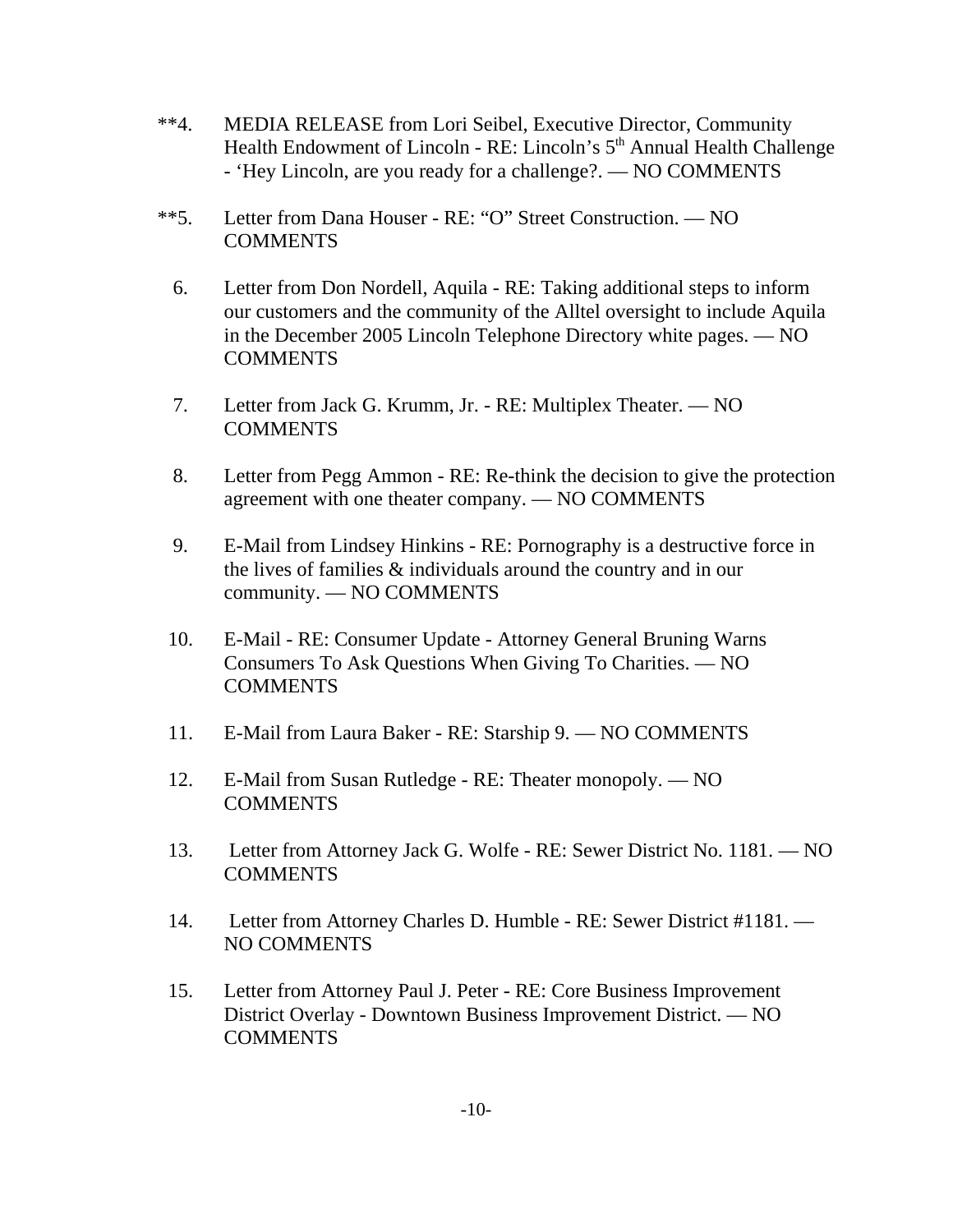**4. MEDIA RELEASE from Lori Seibel, Executive Director, Community Health Endowment of Lincoln - RE: Lincoln's 5th Annual Health Challenge - 'Hey Lincoln, are you ready for a challenge?. — NO COMMENTS

**5. Letter from Dana Houser - RE: "O" Street Construction. — NO COMMENTS

6. Letter from Don Nordell, Aquila - RE: Taking additional steps to inform our customers and the community of the Alltel oversight to include Aquila in the December 2005 Lincoln Telephone Directory white pages. — NO COMMENTS

7. Letter from Jack G. Krumm, Jr. - RE: Multiplex Theater. — NO COMMENTS

8. Letter from Pegg Ammon - RE: Re-think the decision to give the protection agreement with one theater company. — NO COMMENTS

9. E-Mail from Lindsey Hinkins - RE: Pornography is a destructive force in the lives of families & individuals around the country and in our community. — NO COMMENTS

10. E-Mail - RE: Consumer Update - Attorney General Bruning Warns Consumers To Ask Questions When Giving To Charities. — NO COMMENTS

11. E-Mail from Laura Baker - RE: Starship 9. — NO COMMENTS

12. E-Mail from Susan Rutledge - RE: Theater monopoly. — NO COMMENTS

13. Letter from Attorney Jack G. Wolfe - RE: Sewer District No. 1181. — NO COMMENTS

14. Letter from Attorney Charles D. Humble - RE: Sewer District #1181. — NO COMMENTS

15. Letter from Attorney Paul J. Peter - RE: Core Business Improvement District Overlay - Downtown Business Improvement District. — NO COMMENTS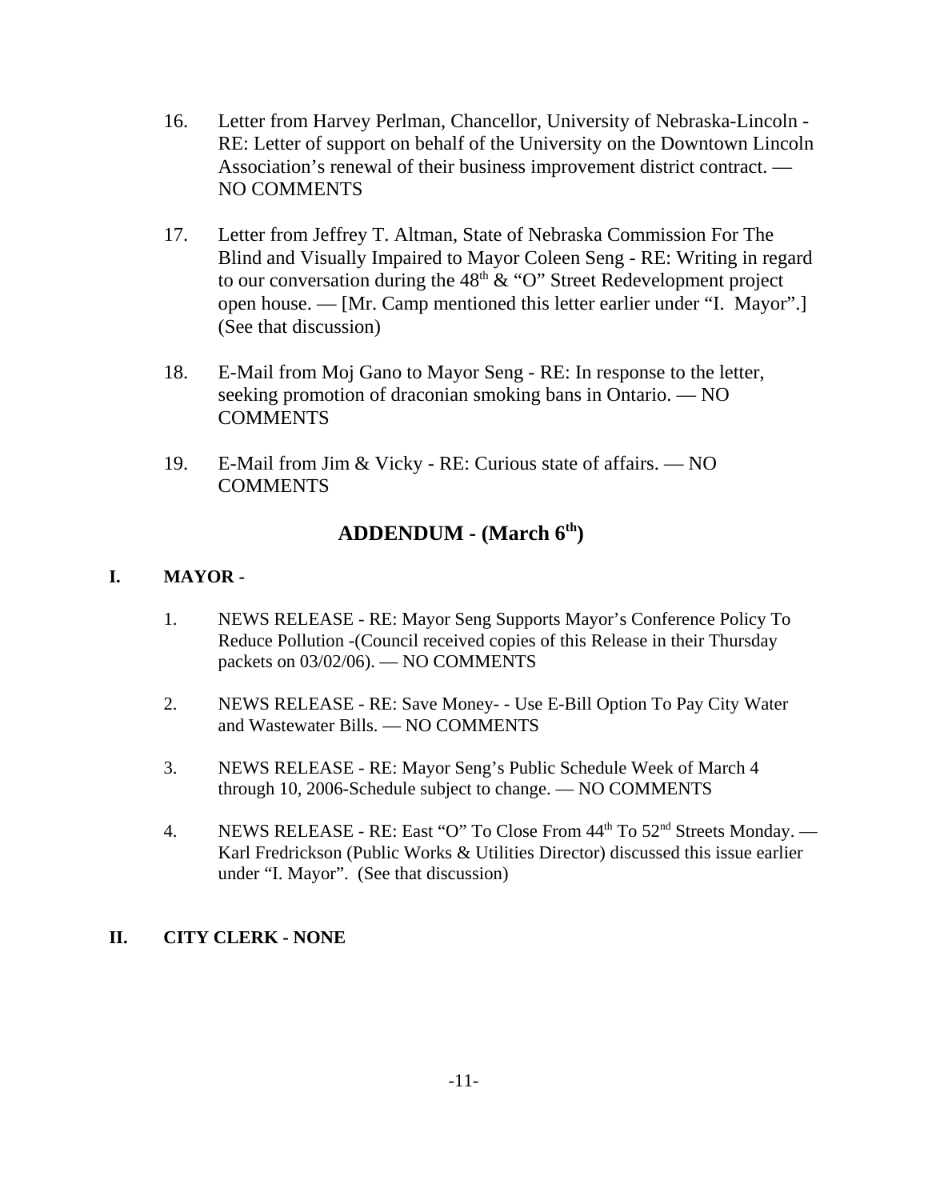16. Letter from Harvey Perlman, Chancellor, University of Nebraska-Lincoln - RE: Letter of support on behalf of the University on the Downtown Lincoln Association's renewal of their business improvement district contract. — NO COMMENTS

17. Letter from Jeffrey T. Altman, State of Nebraska Commission For The Blind and Visually Impaired to Mayor Coleen Seng - RE: Writing in regard to our conversation during the 48th & "O" Street Redevelopment project open house. — [Mr. Camp mentioned this letter earlier under "I. Mayor".] (See that discussion)

18. E-Mail from Moj Gano to Mayor Seng - RE: In response to the letter, seeking promotion of draconian smoking bans in Ontario. — NO COMMENTS

19. E-Mail from Jim & Vicky - RE: Curious state of affairs. — NO COMMENTS

## ADDENDUM - (March 6th)

### I. MAYOR -

1. NEWS RELEASE - RE: Mayor Seng Supports Mayor's Conference Policy To Reduce Pollution -(Council received copies of this Release in their Thursday packets on 03/02/06). — NO COMMENTS

2. NEWS RELEASE - RE: Save Money- - Use E-Bill Option To Pay City Water and Wastewater Bills. — NO COMMENTS

3. NEWS RELEASE - RE: Mayor Seng's Public Schedule Week of March 4 through 10, 2006-Schedule subject to change. — NO COMMENTS

4. NEWS RELEASE - RE: East "O" To Close From 44th To 52nd Streets Monday. — Karl Fredrickson (Public Works & Utilities Director) discussed this issue earlier under "I. Mayor". (See that discussion)

### II. CITY CLERK - NONE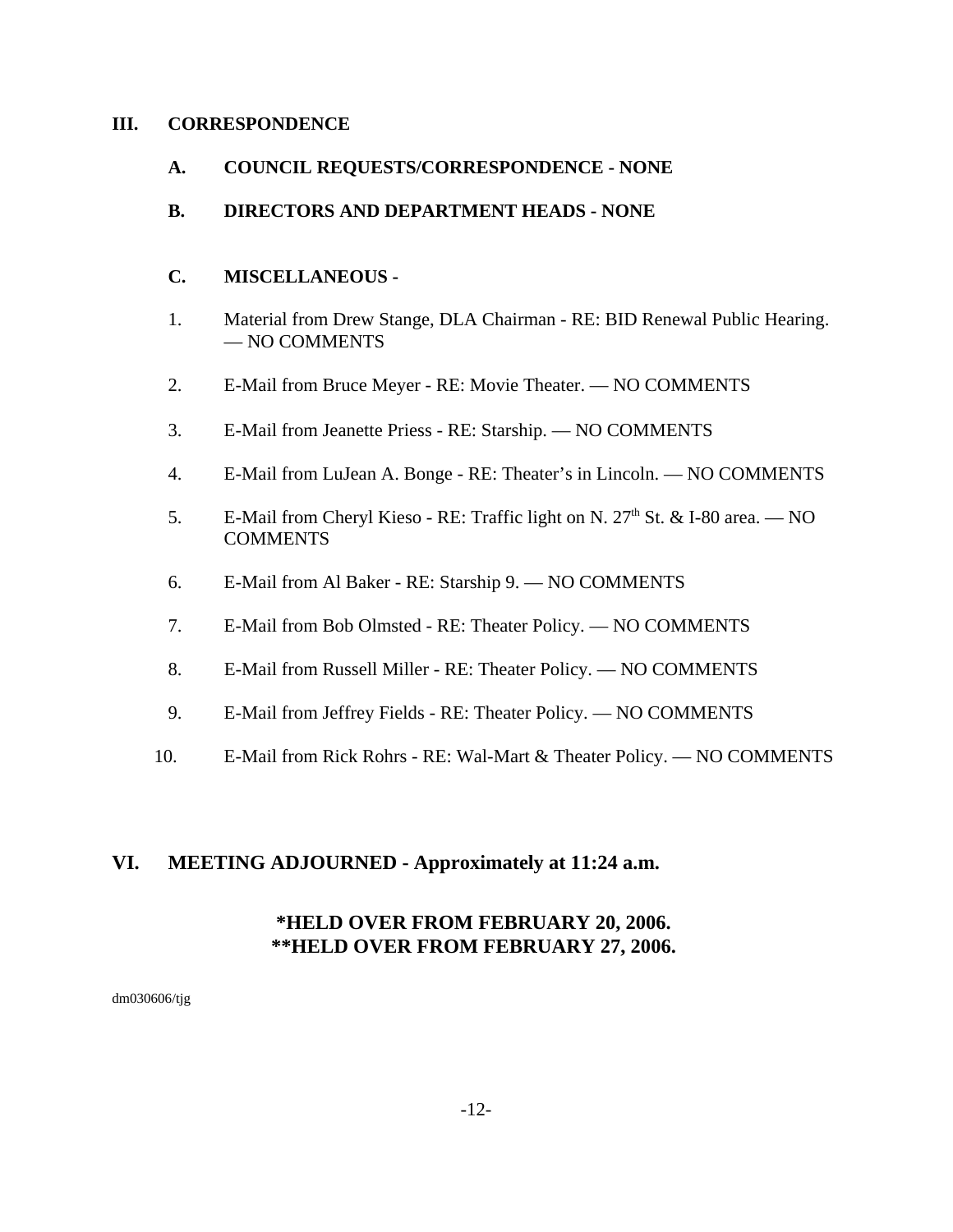## III. CORRESPONDENCE

### A. COUNCIL REQUESTS/CORRESPONDENCE - NONE

### B. DIRECTORS AND DEPARTMENT HEADS - NONE

### C. MISCELLANEOUS -

1. Material from Drew Stange, DLA Chairman - RE: BID Renewal Public Hearing. — NO COMMENTS
2. E-Mail from Bruce Meyer - RE: Movie Theater. — NO COMMENTS
3. E-Mail from Jeanette Priess - RE: Starship. — NO COMMENTS
4. E-Mail from LuJean A. Bonge - RE: Theater's in Lincoln. — NO COMMENTS
5. E-Mail from Cheryl Kieso - RE: Traffic light on N. 27th St. & I-80 area. — NO COMMENTS
6. E-Mail from Al Baker - RE: Starship 9. — NO COMMENTS
7. E-Mail from Bob Olmsted - RE: Theater Policy. — NO COMMENTS
8. E-Mail from Russell Miller - RE: Theater Policy. — NO COMMENTS
9. E-Mail from Jeffrey Fields - RE: Theater Policy. — NO COMMENTS
10. E-Mail from Rick Rohrs - RE: Wal-Mart & Theater Policy. — NO COMMENTS

## VI. MEETING ADJOURNED - Approximately at 11:24 a.m.

**\*HELD OVER FROM FEBRUARY 20, 2006.**
**\*\*HELD OVER FROM FEBRUARY 27, 2006.**

dm030606/tjg